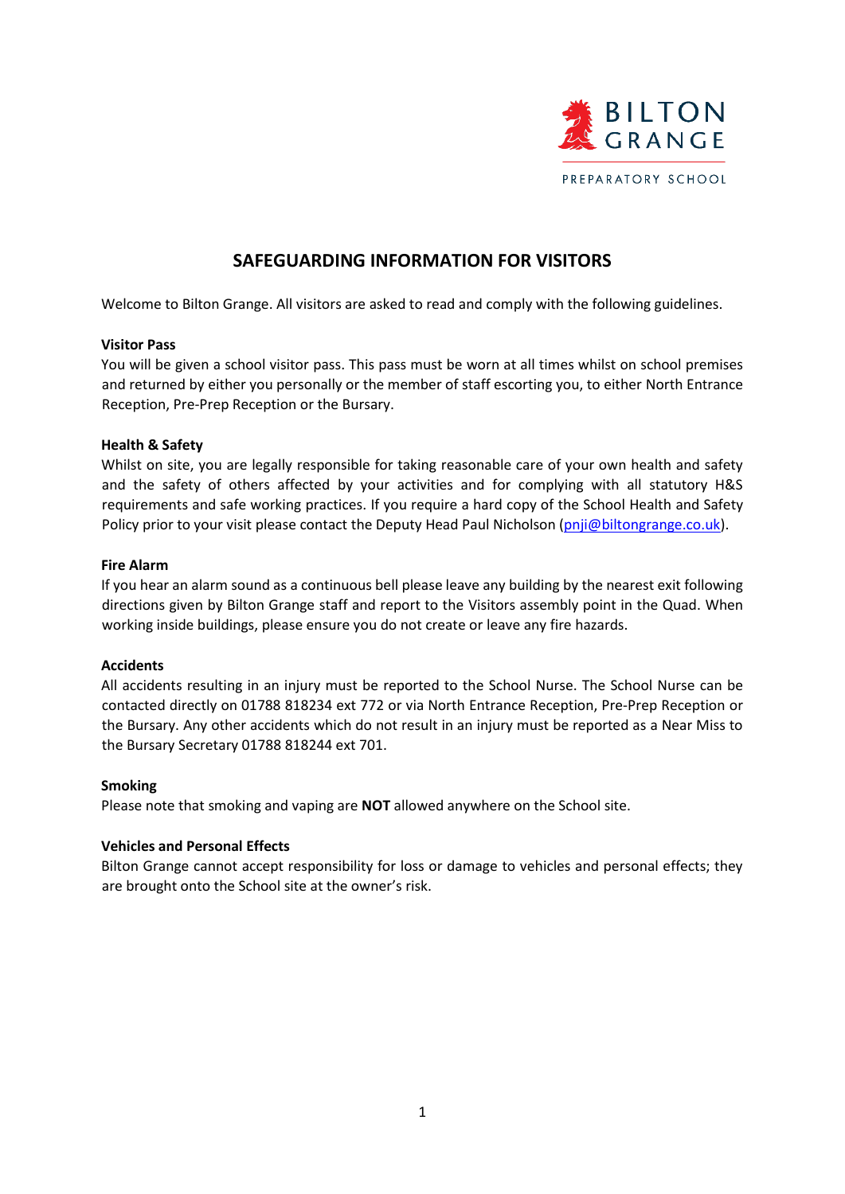BILTON GRANGE

PREPARATORY SCHOOL

# SAFEGUARDING INFORMATION FOR VISITORS

Welcome to Bilton Grange. All visitors are asked to read and comply with the following guidelines.

**Visitor Pass**

You will be given a school visitor pass. This pass must be worn at all times whilst on school premises and returned by either you personally or the member of staff escorting you, to either North Entrance Reception, Pre-Prep Reception or the Bursary.

**Health & Safety**

Whilst on site, you are legally responsible for taking reasonable care of your own health and safety and the safety of others affected by your activities and for complying with all statutory H&S requirements and safe working practices. If you require a hard copy of the School Health and Safety Policy prior to your visit please contact the Deputy Head Paul Nicholson (pnji@biltongrange.co.uk).

**Fire Alarm**

If you hear an alarm sound as a continuous bell please leave any building by the nearest exit following directions given by Bilton Grange staff and report to the Visitors assembly point in the Quad. When working inside buildings, please ensure you do not create or leave any fire hazards.

**Accidents**

All accidents resulting in an injury must be reported to the School Nurse. The School Nurse can be contacted directly on 01788 818234 ext 772 or via North Entrance Reception, Pre-Prep Reception or the Bursary. Any other accidents which do not result in an injury must be reported as a Near Miss to the Bursary Secretary 01788 818244 ext 701.

**Smoking**

Please note that smoking and vaping are **NOT** allowed anywhere on the School site.

**Vehicles and Personal Effects**

Bilton Grange cannot accept responsibility for loss or damage to vehicles and personal effects; they are brought onto the School site at the owner's risk.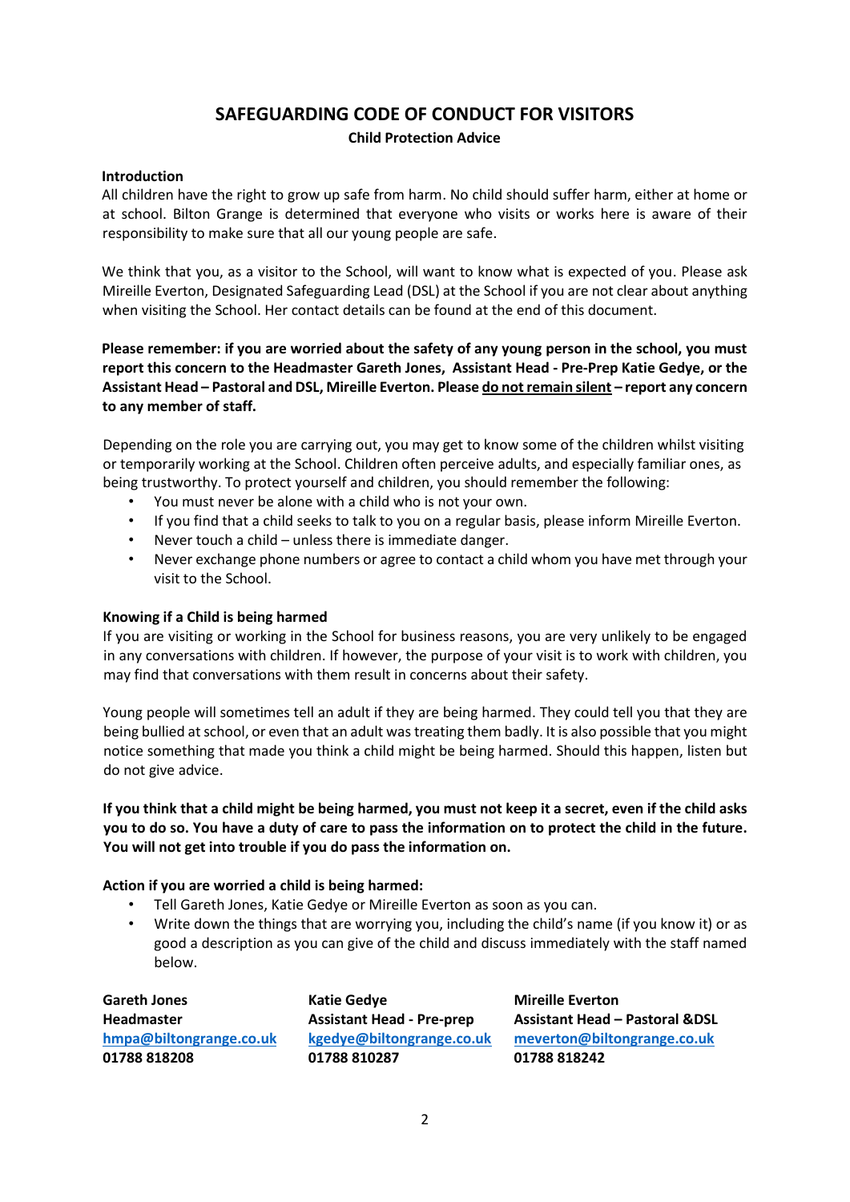# SAFEGUARDING CODE OF CONDUCT FOR VISITORS

**Child Protection Advice**

**Introduction**

All children have the right to grow up safe from harm. No child should suffer harm, either at home or at school. Bilton Grange is determined that everyone who visits or works here is aware of their responsibility to make sure that all our young people are safe.

We think that you, as a visitor to the School, will want to know what is expected of you. Please ask Mireille Everton, Designated Safeguarding Lead (DSL) at the School if you are not clear about anything when visiting the School. Her contact details can be found at the end of this document.

**Please remember: if you are worried about the safety of any young person in the school, you must report this concern to the Headmaster Gareth Jones, Assistant Head - Pre-Prep Katie Gedye, or the Assistant Head – Pastoral and DSL, Mireille Everton. Please <u>do not remain silent</u> – report any concern to any member of staff.**

Depending on the role you are carrying out, you may get to know some of the children whilst visiting or temporarily working at the School. Children often perceive adults, and especially familiar ones, as being trustworthy. To protect yourself and children, you should remember the following:

- You must never be alone with a child who is not your own.
- If you find that a child seeks to talk to you on a regular basis, please inform Mireille Everton.
- Never touch a child – unless there is immediate danger.
- Never exchange phone numbers or agree to contact a child whom you have met through your visit to the School.

**Knowing if a Child is being harmed**

If you are visiting or working in the School for business reasons, you are very unlikely to be engaged in any conversations with children. If however, the purpose of your visit is to work with children, you may find that conversations with them result in concerns about their safety.

Young people will sometimes tell an adult if they are being harmed. They could tell you that they are being bullied at school, or even that an adult was treating them badly. It is also possible that you might notice something that made you think a child might be being harmed. Should this happen, listen but do not give advice.

**If you think that a child might be being harmed, you must not keep it a secret, even if the child asks you to do so. You have a duty of care to pass the information on to protect the child in the future. You will not get into trouble if you do pass the information on.**

**Action if you are worried a child is being harmed:**

- Tell Gareth Jones, Katie Gedye or Mireille Everton as soon as you can.
- Write down the things that are worrying you, including the child's name (if you know it) or as good a description as you can give of the child and discuss immediately with the staff named below.

| | | |
|---|---|---|
| **Gareth Jones** | **Katie Gedye** | **Mireille Everton** |
| **Headmaster** | **Assistant Head - Pre-prep** | **Assistant Head – Pastoral &DSL** |
| **hmpa@biltongrange.co.uk** | **kgedye@biltongrange.co.uk** | **meverton@biltongrange.co.uk** |
| **01788 818208** | **01788 810287** | **01788 818242** |